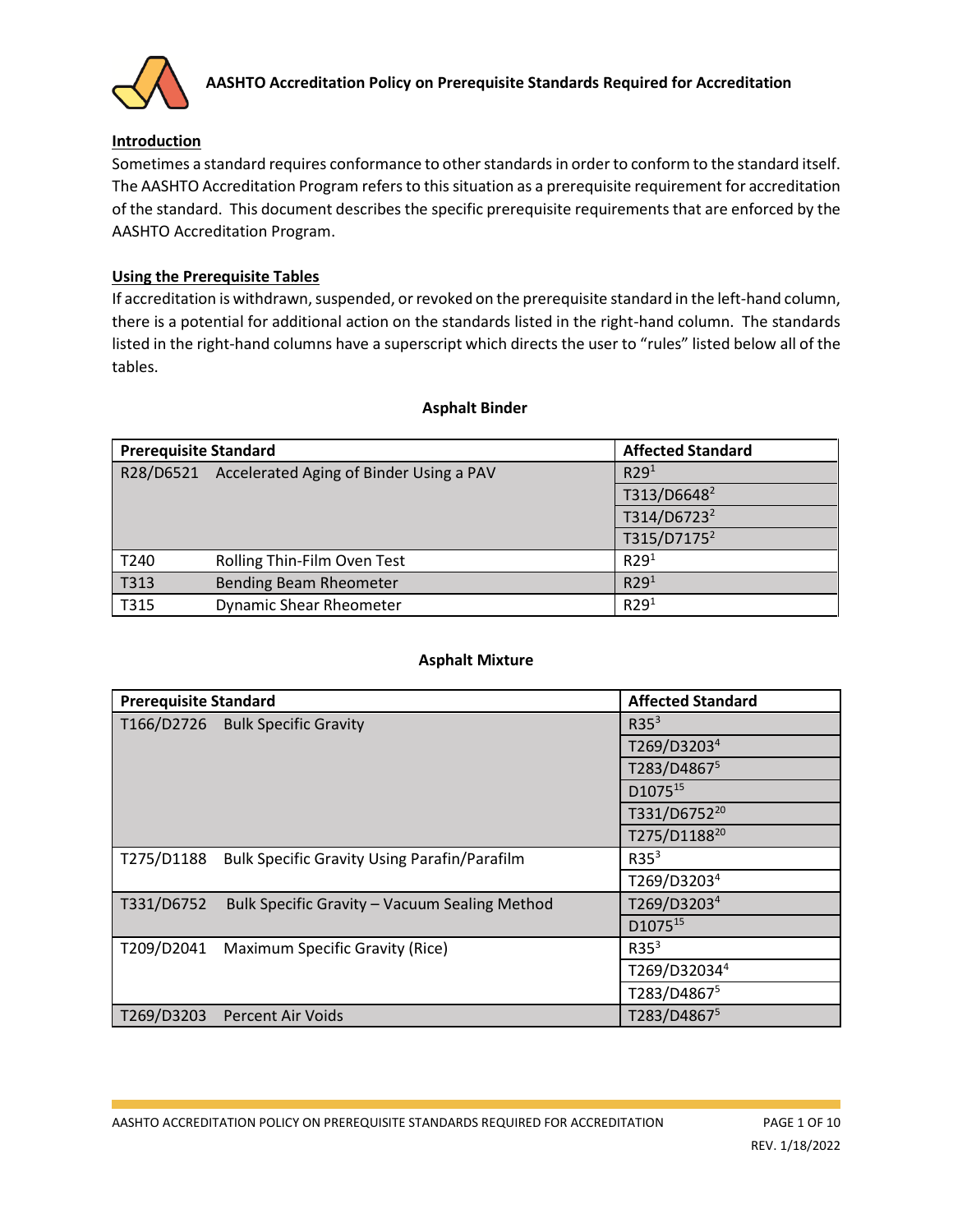# AASHTO Accreditation Policy on Prerequisite Standards Required for Accreditation

## Introduction

Sometimes a standard requires conformance to other standards in order to conform to the standard itself. The AASHTO Accreditation Program refers to this situation as a prerequisite requirement for accreditation of the standard. This document describes the specific prerequisite requirements that are enforced by the AASHTO Accreditation Program.

## Using the Prerequisite Tables

If accreditation is withdrawn, suspended, or revoked on the prerequisite standard in the left-hand column, there is a potential for additional action on the standards listed in the right-hand column. The standards listed in the right-hand columns have a superscript which directs the user to "rules" listed below all of the tables.

### Asphalt Binder

| Prerequisite Standard | | Affected Standard |
|---|---|---|
| R28/D6521 | Accelerated Aging of Binder Using a PAV | R29[1] |
| | | T313/D6648[2] |
| | | T314/D6723[2] |
| | | T315/D7175[2] |
| T240 | Rolling Thin-Film Oven Test | R29[1] |
| T313 | Bending Beam Rheometer | R29[1] |
| T315 | Dynamic Shear Rheometer | R29[1] |

### Asphalt Mixture

| Prerequisite Standard | | Affected Standard |
|---|---|---|
| T166/D2726 | Bulk Specific Gravity | R35[3] |
| | | T269/D3203[4] |
| | | T283/D4867[5] |
| | | D1075[15] |
| | | T331/D6752[20] |
| | | T275/D1188[20] |
| T275/D1188 | Bulk Specific Gravity Using Parafin/Parafilm | R35[3] |
| | | T269/D3203[4] |
| T331/D6752 | Bulk Specific Gravity – Vacuum Sealing Method | T269/D3203[4] |
| | | D1075[15] |
| T209/D2041 | Maximum Specific Gravity (Rice) | R35[3] |
| | | T269/D32034[4] |
| | | T283/D4867[5] |
| T269/D3203 | Percent Air Voids | T283/D4867[5] |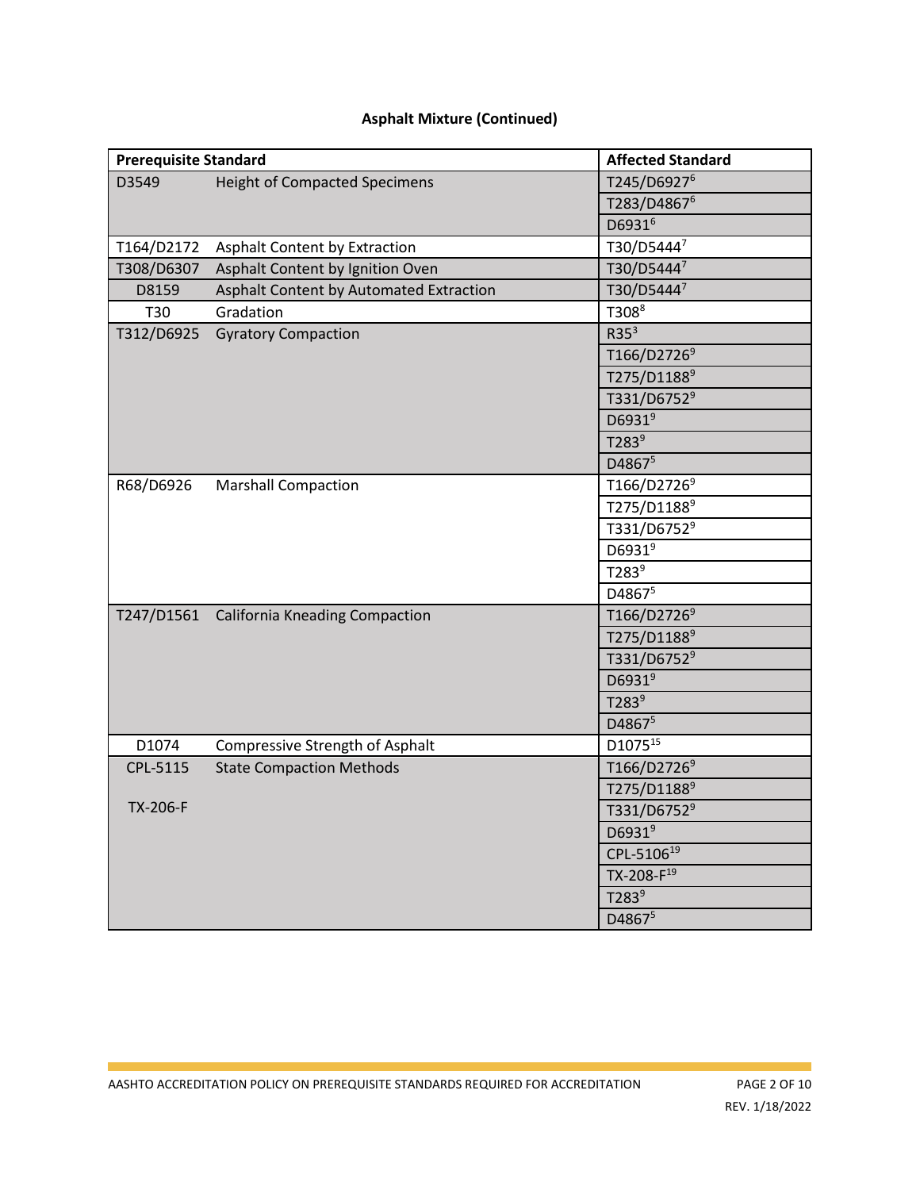## Asphalt Mixture (Continued)

| Prerequisite Standard | | Affected Standard |
|---|---|---|
| D3549 | Height of Compacted Specimens | T245/D6927[6] |
| | | T283/D4867[6] |
| | | D6931[6] |
| T164/D2172 | Asphalt Content by Extraction | T30/D5444[7] |
| T308/D6307 | Asphalt Content by Ignition Oven | T30/D5444[7] |
| D8159 | Asphalt Content by Automated Extraction | T30/D5444[7] |
| T30 | Gradation | T308[8] |
| T312/D6925 | Gyratory Compaction | R35[3] |
| | | T166/D2726[9] |
| | | T275/D1188[9] |
| | | T331/D6752[9] |
| | | D6931[9] |
| | | T283[9] |
| | | D4867[5] |
| R68/D6926 | Marshall Compaction | T166/D2726[9] |
| | | T275/D1188[9] |
| | | T331/D6752[9] |
| | | D6931[9] |
| | | T283[9] |
| | | D4867[5] |
| T247/D1561 | California Kneading Compaction | T166/D2726[9] |
| | | T275/D1188[9] |
| | | T331/D6752[9] |
| | | D6931[9] |
| | | T283[9] |
| | | D4867[5] |
| D1074 | Compressive Strength of Asphalt | D1075[15] |
| CPL-5115 | State Compaction Methods | T166/D2726[9] |
| | | T275/D1188[9] |
| TX-206-F | | T331/D6752[9] |
| | | D6931[9] |
| | | CPL-5106[19] |
| | | TX-208-F[19] |
| | | T283[9] |
| | | D4867[5] |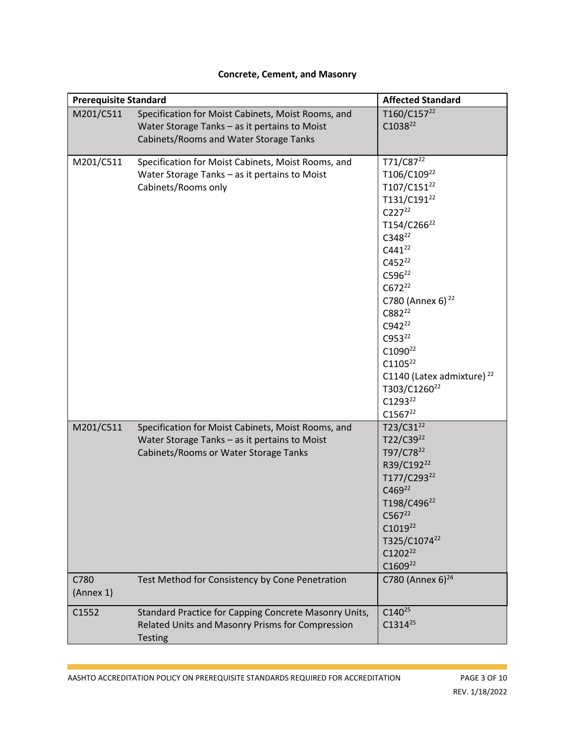## Concrete, Cement, and Masonry

| Prerequisite Standard | | Affected Standard |
|---|---|---|
| M201/C511 | Specification for Moist Cabinets, Moist Rooms, and Water Storage Tanks – as it pertains to Moist Cabinets/Rooms and Water Storage Tanks | T160/C157[22]<br>C1038[22] |
| M201/C511 | Specification for Moist Cabinets, Moist Rooms, and Water Storage Tanks – as it pertains to Moist Cabinets/Rooms only | T71/C87[22]<br>T106/C109[22]<br>T107/C151[22]<br>T131/C191[22]<br>C227[22]<br>T154/C266[22]<br>C348[22]<br>C441[22]<br>C452[22]<br>C596[22]<br>C672[22]<br>C780 (Annex 6)[22]<br>C882[22]<br>C942[22]<br>C953[22]<br>C1090[22]<br>C1105[22]<br>C1140 (Latex admixture)[22]<br>T303/C1260[22]<br>C1293[22]<br>C1567[22] |
| M201/C511 | Specification for Moist Cabinets, Moist Rooms, and Water Storage Tanks – as it pertains to Moist Cabinets/Rooms or Water Storage Tanks | T23/C31[22]<br>T22/C39[22]<br>T97/C78[22]<br>R39/C192[22]<br>T177/C293[22]<br>C469[22]<br>T198/C496[22]<br>C567[22]<br>C1019[22]<br>T325/C1074[22]<br>C1202[22]<br>C1609[22] |
| C780 (Annex 1) | Test Method for Consistency by Cone Penetration | C780 (Annex 6)[24] |
| C1552 | Standard Practice for Capping Concrete Masonry Units, Related Units and Masonry Prisms for Compression Testing | C140[25]<br>C1314[25] |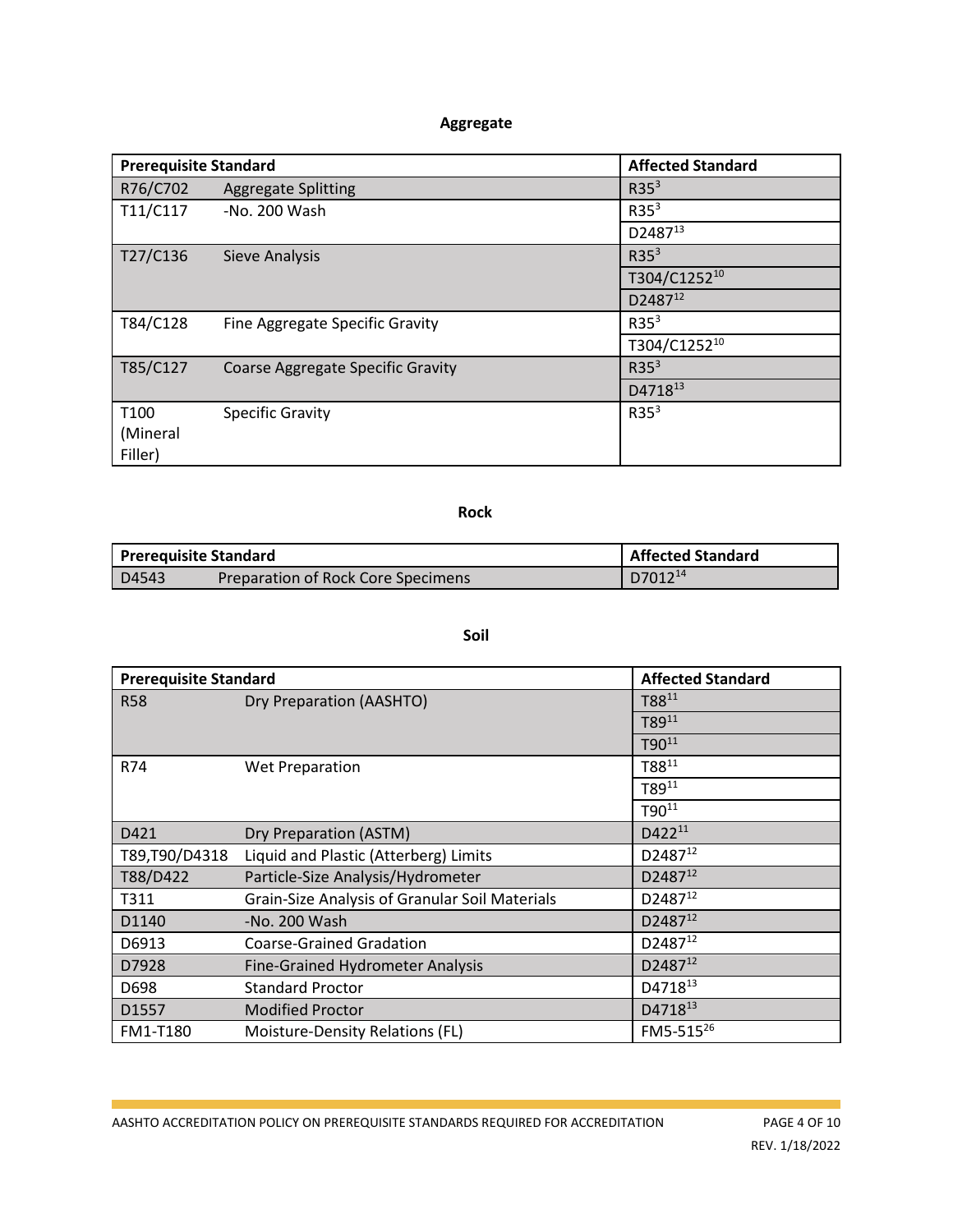### Aggregate

| Prerequisite Standard | | Affected Standard |
|---|---|---|
| R76/C702 | Aggregate Splitting | R35[3] |
| T11/C117 | -No. 200 Wash | R35[3] |
| | | D2487[13] |
| T27/C136 | Sieve Analysis | R35[3] |
| | | T304/C1252[10] |
| | | D2487[12] |
| T84/C128 | Fine Aggregate Specific Gravity | R35[3] |
| | | T304/C1252[10] |
| T85/C127 | Coarse Aggregate Specific Gravity | R35[3] |
| | | D4718[13] |
| T100 (Mineral Filler) | Specific Gravity | R35[3] |

### Rock

| Prerequisite Standard | | Affected Standard |
|---|---|---|
| D4543 | Preparation of Rock Core Specimens | D7012[14] |

### Soil

| Prerequisite Standard | | Affected Standard |
|---|---|---|
| R58 | Dry Preparation (AASHTO) | T88[11] |
| | | T89[11] |
| | | T90[11] |
| R74 | Wet Preparation | T88[11] |
| | | T89[11] |
| | | T90[11] |
| D421 | Dry Preparation (ASTM) | D422[11] |
| T89,T90/D4318 | Liquid and Plastic (Atterberg) Limits | D2487[12] |
| T88/D422 | Particle-Size Analysis/Hydrometer | D2487[12] |
| T311 | Grain-Size Analysis of Granular Soil Materials | D2487[12] |
| D1140 | -No. 200 Wash | D2487[12] |
| D6913 | Coarse-Grained Gradation | D2487[12] |
| D7928 | Fine-Grained Hydrometer Analysis | D2487[12] |
| D698 | Standard Proctor | D4718[13] |
| D1557 | Modified Proctor | D4718[13] |
| FM1-T180 | Moisture-Density Relations (FL) | FM5-515[26] |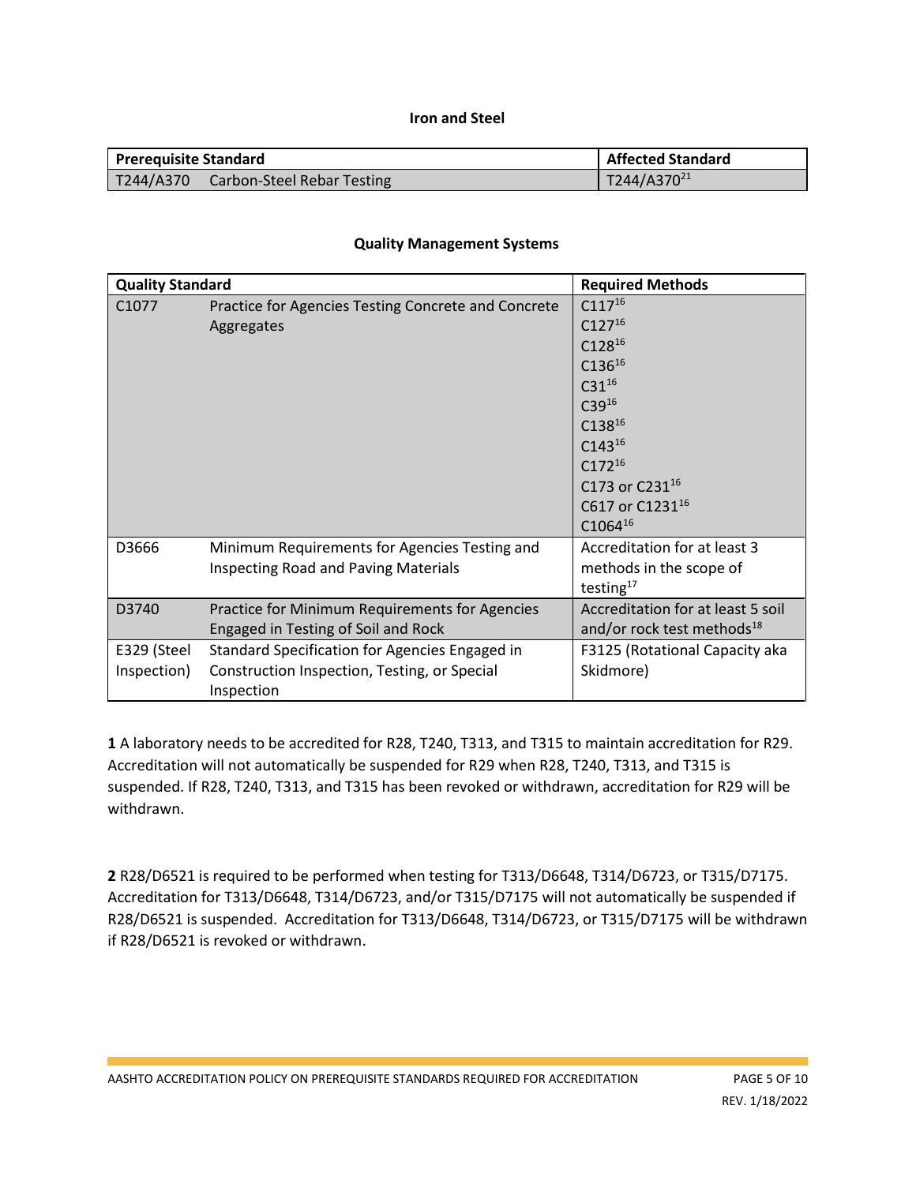### Iron and Steel

| Prerequisite Standard | | Affected Standard |
|---|---|---|
| T244/A370 | Carbon-Steel Rebar Testing | T244/A370[21] |

### Quality Management Systems

| Quality Standard | | Required Methods |
|---|---|---|
| C1077 | Practice for Agencies Testing Concrete and Concrete Aggregates | C117[16]<br>C127[16]<br>C128[16]<br>C136[16]<br>C31[16]<br>C39[16]<br>C138[16]<br>C143[16]<br>C172[16]<br>C173 or C231[16]<br>C617 or C1231[16]<br>C1064[16] |
| D3666 | Minimum Requirements for Agencies Testing and Inspecting Road and Paving Materials | Accreditation for at least 3 methods in the scope of testing[17] |
| D3740 | Practice for Minimum Requirements for Agencies Engaged in Testing of Soil and Rock | Accreditation for at least 5 soil and/or rock test methods[18] |
| E329 (Steel Inspection) | Standard Specification for Agencies Engaged in Construction Inspection, Testing, or Special Inspection | F3125 (Rotational Capacity aka Skidmore) |

**1** A laboratory needs to be accredited for R28, T240, T313, and T315 to maintain accreditation for R29. Accreditation will not automatically be suspended for R29 when R28, T240, T313, and T315 is suspended. If R28, T240, T313, and T315 has been revoked or withdrawn, accreditation for R29 will be withdrawn.

**2** R28/D6521 is required to be performed when testing for T313/D6648, T314/D6723, or T315/D7175. Accreditation for T313/D6648, T314/D6723, and/or T315/D7175 will not automatically be suspended if R28/D6521 is suspended. Accreditation for T313/D6648, T314/D6723, or T315/D7175 will be withdrawn if R28/D6521 is revoked or withdrawn.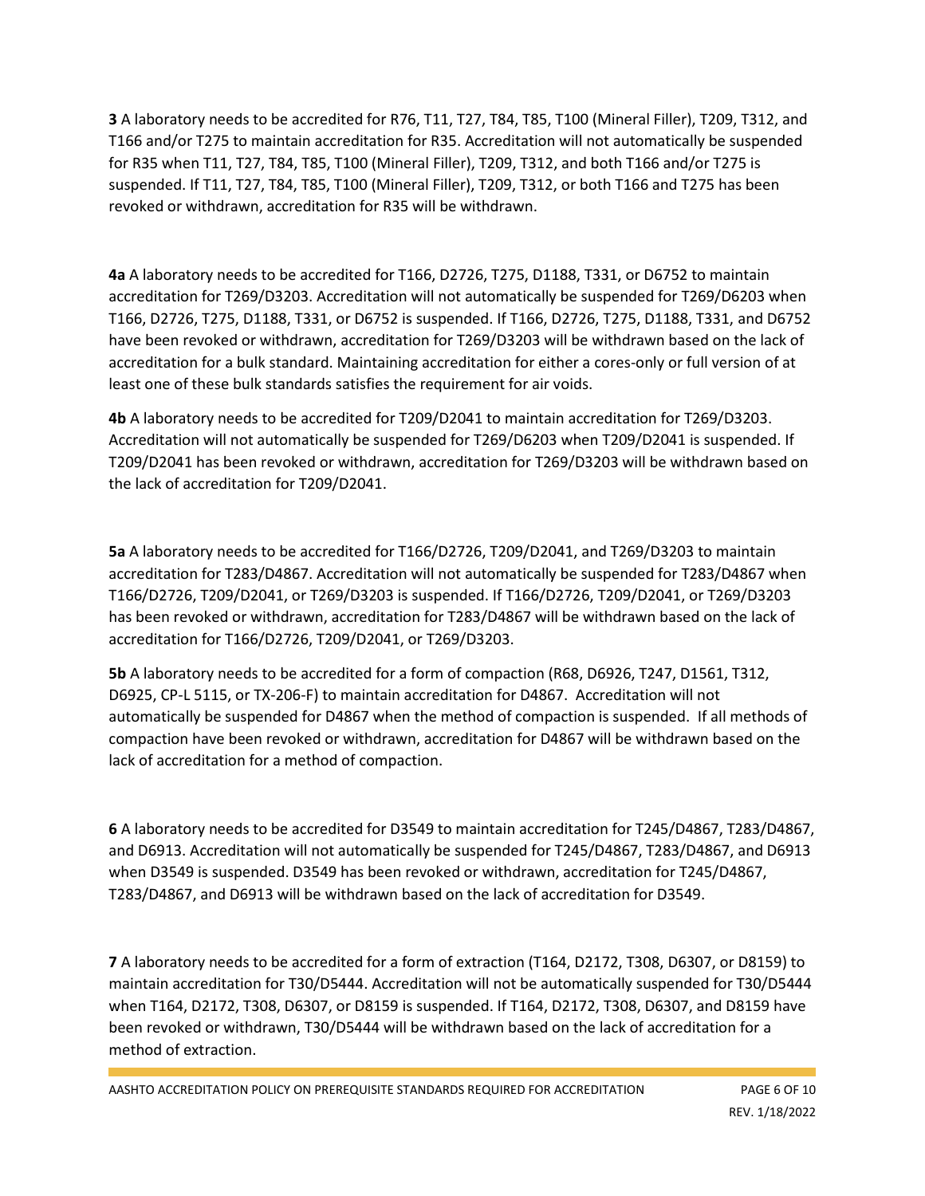**3** A laboratory needs to be accredited for R76, T11, T27, T84, T85, T100 (Mineral Filler), T209, T312, and T166 and/or T275 to maintain accreditation for R35. Accreditation will not automatically be suspended for R35 when T11, T27, T84, T85, T100 (Mineral Filler), T209, T312, and both T166 and/or T275 is suspended. If T11, T27, T84, T85, T100 (Mineral Filler), T209, T312, or both T166 and T275 has been revoked or withdrawn, accreditation for R35 will be withdrawn.

**4a** A laboratory needs to be accredited for T166, D2726, T275, D1188, T331, or D6752 to maintain accreditation for T269/D3203. Accreditation will not automatically be suspended for T269/D6203 when T166, D2726, T275, D1188, T331, or D6752 is suspended. If T166, D2726, T275, D1188, T331, and D6752 have been revoked or withdrawn, accreditation for T269/D3203 will be withdrawn based on the lack of accreditation for a bulk standard. Maintaining accreditation for either a cores-only or full version of at least one of these bulk standards satisfies the requirement for air voids.

**4b** A laboratory needs to be accredited for T209/D2041 to maintain accreditation for T269/D3203. Accreditation will not automatically be suspended for T269/D6203 when T209/D2041 is suspended. If T209/D2041 has been revoked or withdrawn, accreditation for T269/D3203 will be withdrawn based on the lack of accreditation for T209/D2041.

**5a** A laboratory needs to be accredited for T166/D2726, T209/D2041, and T269/D3203 to maintain accreditation for T283/D4867. Accreditation will not automatically be suspended for T283/D4867 when T166/D2726, T209/D2041, or T269/D3203 is suspended. If T166/D2726, T209/D2041, or T269/D3203 has been revoked or withdrawn, accreditation for T283/D4867 will be withdrawn based on the lack of accreditation for T166/D2726, T209/D2041, or T269/D3203.

**5b** A laboratory needs to be accredited for a form of compaction (R68, D6926, T247, D1561, T312, D6925, CP-L 5115, or TX-206-F) to maintain accreditation for D4867. Accreditation will not automatically be suspended for D4867 when the method of compaction is suspended. If all methods of compaction have been revoked or withdrawn, accreditation for D4867 will be withdrawn based on the lack of accreditation for a method of compaction.

**6** A laboratory needs to be accredited for D3549 to maintain accreditation for T245/D4867, T283/D4867, and D6913. Accreditation will not automatically be suspended for T245/D4867, T283/D4867, and D6913 when D3549 is suspended. D3549 has been revoked or withdrawn, accreditation for T245/D4867, T283/D4867, and D6913 will be withdrawn based on the lack of accreditation for D3549.

**7** A laboratory needs to be accredited for a form of extraction (T164, D2172, T308, D6307, or D8159) to maintain accreditation for T30/D5444. Accreditation will not be automatically suspended for T30/D5444 when T164, D2172, T308, D6307, or D8159 is suspended. If T164, D2172, T308, D6307, and D8159 have been revoked or withdrawn, T30/D5444 will be withdrawn based on the lack of accreditation for a method of extraction.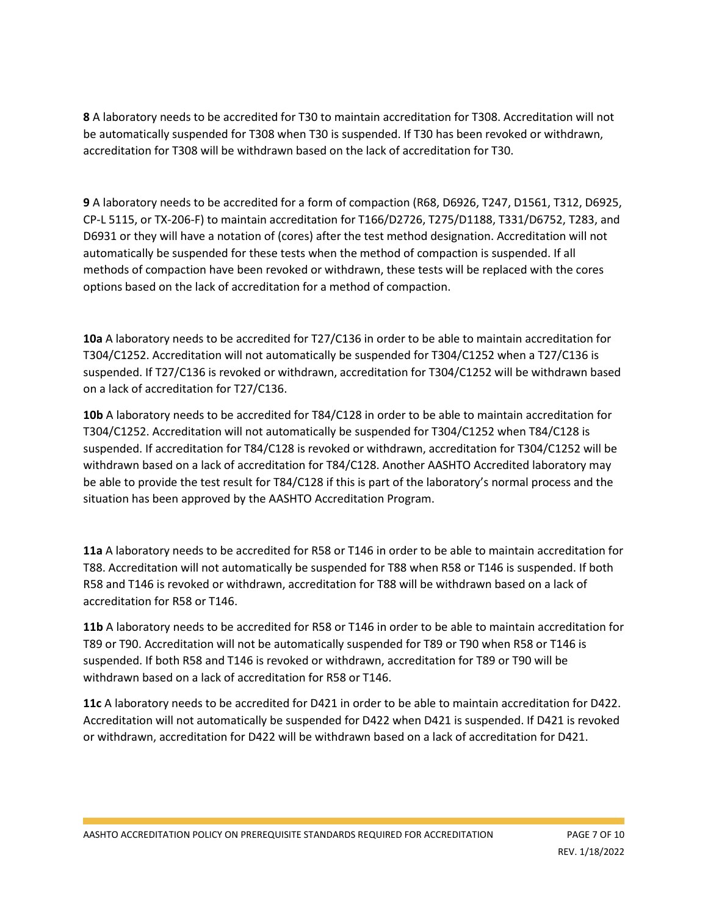**8** A laboratory needs to be accredited for T30 to maintain accreditation for T308. Accreditation will not be automatically suspended for T308 when T30 is suspended. If T30 has been revoked or withdrawn, accreditation for T308 will be withdrawn based on the lack of accreditation for T30.

**9** A laboratory needs to be accredited for a form of compaction (R68, D6926, T247, D1561, T312, D6925, CP-L 5115, or TX-206-F) to maintain accreditation for T166/D2726, T275/D1188, T331/D6752, T283, and D6931 or they will have a notation of (cores) after the test method designation. Accreditation will not automatically be suspended for these tests when the method of compaction is suspended. If all methods of compaction have been revoked or withdrawn, these tests will be replaced with the cores options based on the lack of accreditation for a method of compaction.

**10a** A laboratory needs to be accredited for T27/C136 in order to be able to maintain accreditation for T304/C1252. Accreditation will not automatically be suspended for T304/C1252 when a T27/C136 is suspended. If T27/C136 is revoked or withdrawn, accreditation for T304/C1252 will be withdrawn based on a lack of accreditation for T27/C136.

**10b** A laboratory needs to be accredited for T84/C128 in order to be able to maintain accreditation for T304/C1252. Accreditation will not automatically be suspended for T304/C1252 when T84/C128 is suspended. If accreditation for T84/C128 is revoked or withdrawn, accreditation for T304/C1252 will be withdrawn based on a lack of accreditation for T84/C128. Another AASHTO Accredited laboratory may be able to provide the test result for T84/C128 if this is part of the laboratory's normal process and the situation has been approved by the AASHTO Accreditation Program.

**11a** A laboratory needs to be accredited for R58 or T146 in order to be able to maintain accreditation for T88. Accreditation will not automatically be suspended for T88 when R58 or T146 is suspended. If both R58 and T146 is revoked or withdrawn, accreditation for T88 will be withdrawn based on a lack of accreditation for R58 or T146.

**11b** A laboratory needs to be accredited for R58 or T146 in order to be able to maintain accreditation for T89 or T90. Accreditation will not be automatically suspended for T89 or T90 when R58 or T146 is suspended. If both R58 and T146 is revoked or withdrawn, accreditation for T89 or T90 will be withdrawn based on a lack of accreditation for R58 or T146.

**11c** A laboratory needs to be accredited for D421 in order to be able to maintain accreditation for D422. Accreditation will not automatically be suspended for D422 when D421 is suspended. If D421 is revoked or withdrawn, accreditation for D422 will be withdrawn based on a lack of accreditation for D421.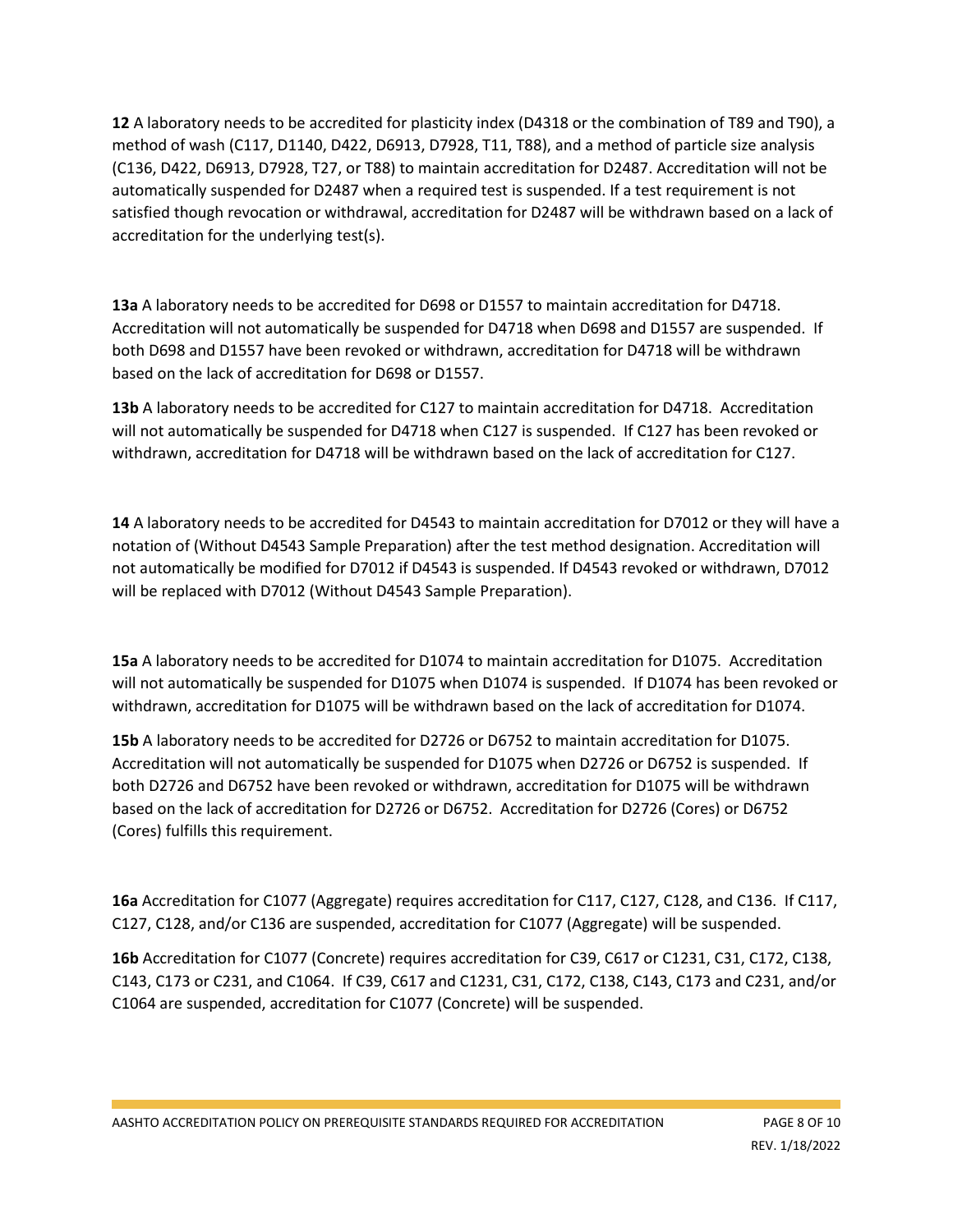**12** A laboratory needs to be accredited for plasticity index (D4318 or the combination of T89 and T90), a method of wash (C117, D1140, D422, D6913, D7928, T11, T88), and a method of particle size analysis (C136, D422, D6913, D7928, T27, or T88) to maintain accreditation for D2487. Accreditation will not be automatically suspended for D2487 when a required test is suspended. If a test requirement is not satisfied though revocation or withdrawal, accreditation for D2487 will be withdrawn based on a lack of accreditation for the underlying test(s).

**13a** A laboratory needs to be accredited for D698 or D1557 to maintain accreditation for D4718. Accreditation will not automatically be suspended for D4718 when D698 and D1557 are suspended. If both D698 and D1557 have been revoked or withdrawn, accreditation for D4718 will be withdrawn based on the lack of accreditation for D698 or D1557.

**13b** A laboratory needs to be accredited for C127 to maintain accreditation for D4718. Accreditation will not automatically be suspended for D4718 when C127 is suspended. If C127 has been revoked or withdrawn, accreditation for D4718 will be withdrawn based on the lack of accreditation for C127.

**14** A laboratory needs to be accredited for D4543 to maintain accreditation for D7012 or they will have a notation of (Without D4543 Sample Preparation) after the test method designation. Accreditation will not automatically be modified for D7012 if D4543 is suspended. If D4543 revoked or withdrawn, D7012 will be replaced with D7012 (Without D4543 Sample Preparation).

**15a** A laboratory needs to be accredited for D1074 to maintain accreditation for D1075. Accreditation will not automatically be suspended for D1075 when D1074 is suspended. If D1074 has been revoked or withdrawn, accreditation for D1075 will be withdrawn based on the lack of accreditation for D1074.

**15b** A laboratory needs to be accredited for D2726 or D6752 to maintain accreditation for D1075. Accreditation will not automatically be suspended for D1075 when D2726 or D6752 is suspended. If both D2726 and D6752 have been revoked or withdrawn, accreditation for D1075 will be withdrawn based on the lack of accreditation for D2726 or D6752. Accreditation for D2726 (Cores) or D6752 (Cores) fulfills this requirement.

**16a** Accreditation for C1077 (Aggregate) requires accreditation for C117, C127, C128, and C136. If C117, C127, C128, and/or C136 are suspended, accreditation for C1077 (Aggregate) will be suspended.

**16b** Accreditation for C1077 (Concrete) requires accreditation for C39, C617 or C1231, C31, C172, C138, C143, C173 or C231, and C1064. If C39, C617 and C1231, C31, C172, C138, C143, C173 and C231, and/or C1064 are suspended, accreditation for C1077 (Concrete) will be suspended.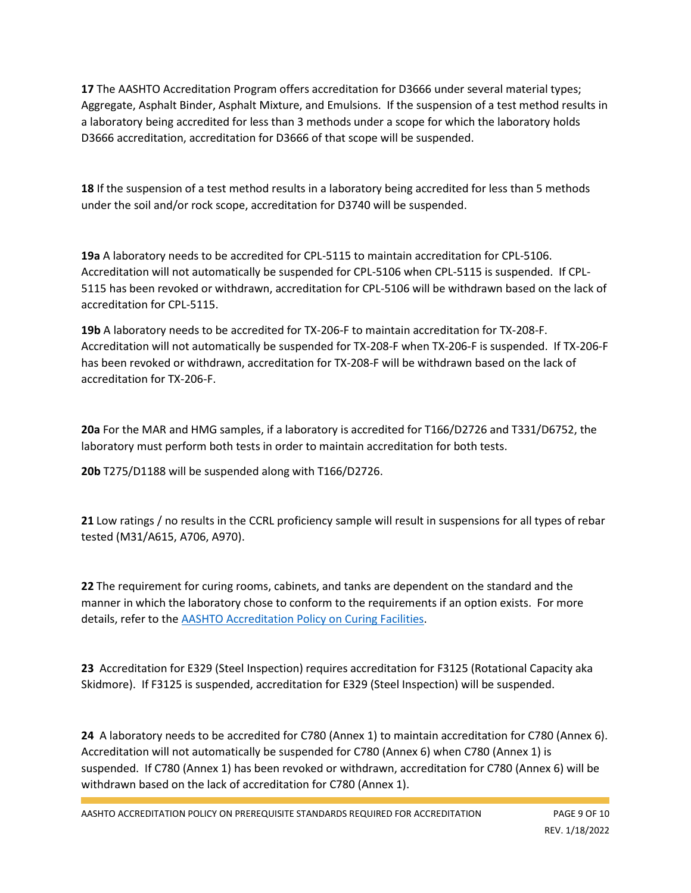**17** The AASHTO Accreditation Program offers accreditation for D3666 under several material types; Aggregate, Asphalt Binder, Asphalt Mixture, and Emulsions. If the suspension of a test method results in a laboratory being accredited for less than 3 methods under a scope for which the laboratory holds D3666 accreditation, accreditation for D3666 of that scope will be suspended.

**18** If the suspension of a test method results in a laboratory being accredited for less than 5 methods under the soil and/or rock scope, accreditation for D3740 will be suspended.

**19a** A laboratory needs to be accredited for CPL-5115 to maintain accreditation for CPL-5106. Accreditation will not automatically be suspended for CPL-5106 when CPL-5115 is suspended. If CPL-5115 has been revoked or withdrawn, accreditation for CPL-5106 will be withdrawn based on the lack of accreditation for CPL-5115.

**19b** A laboratory needs to be accredited for TX-206-F to maintain accreditation for TX-208-F. Accreditation will not automatically be suspended for TX-208-F when TX-206-F is suspended. If TX-206-F has been revoked or withdrawn, accreditation for TX-208-F will be withdrawn based on the lack of accreditation for TX-206-F.

**20a** For the MAR and HMG samples, if a laboratory is accredited for T166/D2726 and T331/D6752, the laboratory must perform both tests in order to maintain accreditation for both tests.

**20b** T275/D1188 will be suspended along with T166/D2726.

**21** Low ratings / no results in the CCRL proficiency sample will result in suspensions for all types of rebar tested (M31/A615, A706, A970).

**22** The requirement for curing rooms, cabinets, and tanks are dependent on the standard and the manner in which the laboratory chose to conform to the requirements if an option exists. For more details, refer to the AASHTO Accreditation Policy on Curing Facilities.

**23** Accreditation for E329 (Steel Inspection) requires accreditation for F3125 (Rotational Capacity aka Skidmore). If F3125 is suspended, accreditation for E329 (Steel Inspection) will be suspended.

**24** A laboratory needs to be accredited for C780 (Annex 1) to maintain accreditation for C780 (Annex 6). Accreditation will not automatically be suspended for C780 (Annex 6) when C780 (Annex 1) is suspended. If C780 (Annex 1) has been revoked or withdrawn, accreditation for C780 (Annex 6) will be withdrawn based on the lack of accreditation for C780 (Annex 1).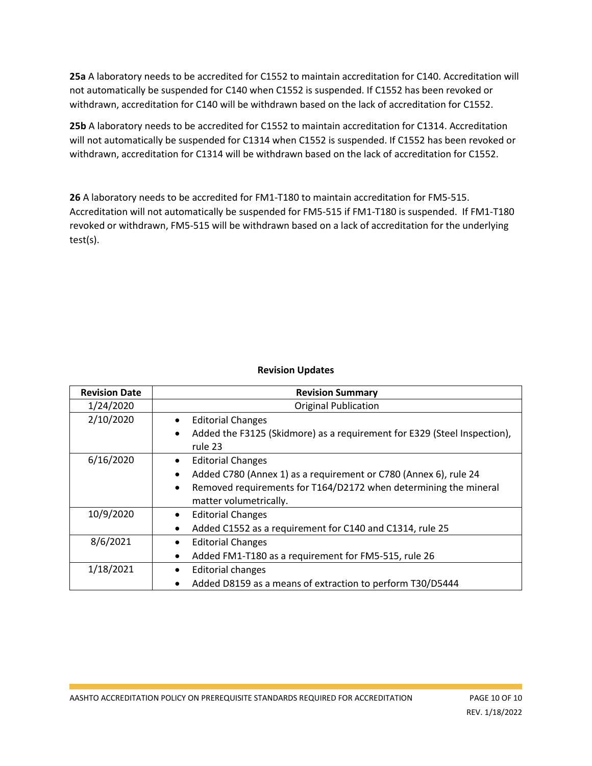**25a** A laboratory needs to be accredited for C1552 to maintain accreditation for C140. Accreditation will not automatically be suspended for C140 when C1552 is suspended. If C1552 has been revoked or withdrawn, accreditation for C140 will be withdrawn based on the lack of accreditation for C1552.

**25b** A laboratory needs to be accredited for C1552 to maintain accreditation for C1314. Accreditation will not automatically be suspended for C1314 when C1552 is suspended. If C1552 has been revoked or withdrawn, accreditation for C1314 will be withdrawn based on the lack of accreditation for C1552.

**26** A laboratory needs to be accredited for FM1-T180 to maintain accreditation for FM5-515. Accreditation will not automatically be suspended for FM5-515 if FM1-T180 is suspended. If FM1-T180 revoked or withdrawn, FM5-515 will be withdrawn based on a lack of accreditation for the underlying test(s).

**Revision Updates**

| Revision Date | Revision Summary |
|---|---|
| 1/24/2020 | Original Publication |
| 2/10/2020 | • Editorial Changes<br>• Added the F3125 (Skidmore) as a requirement for E329 (Steel Inspection), rule 23 |
| 6/16/2020 | • Editorial Changes<br>• Added C780 (Annex 1) as a requirement or C780 (Annex 6), rule 24<br>• Removed requirements for T164/D2172 when determining the mineral matter volumetrically. |
| 10/9/2020 | • Editorial Changes<br>• Added C1552 as a requirement for C140 and C1314, rule 25 |
| 8/6/2021 | • Editorial Changes<br>• Added FM1-T180 as a requirement for FM5-515, rule 26 |
| 1/18/2021 | • Editorial changes<br>• Added D8159 as a means of extraction to perform T30/D5444 |